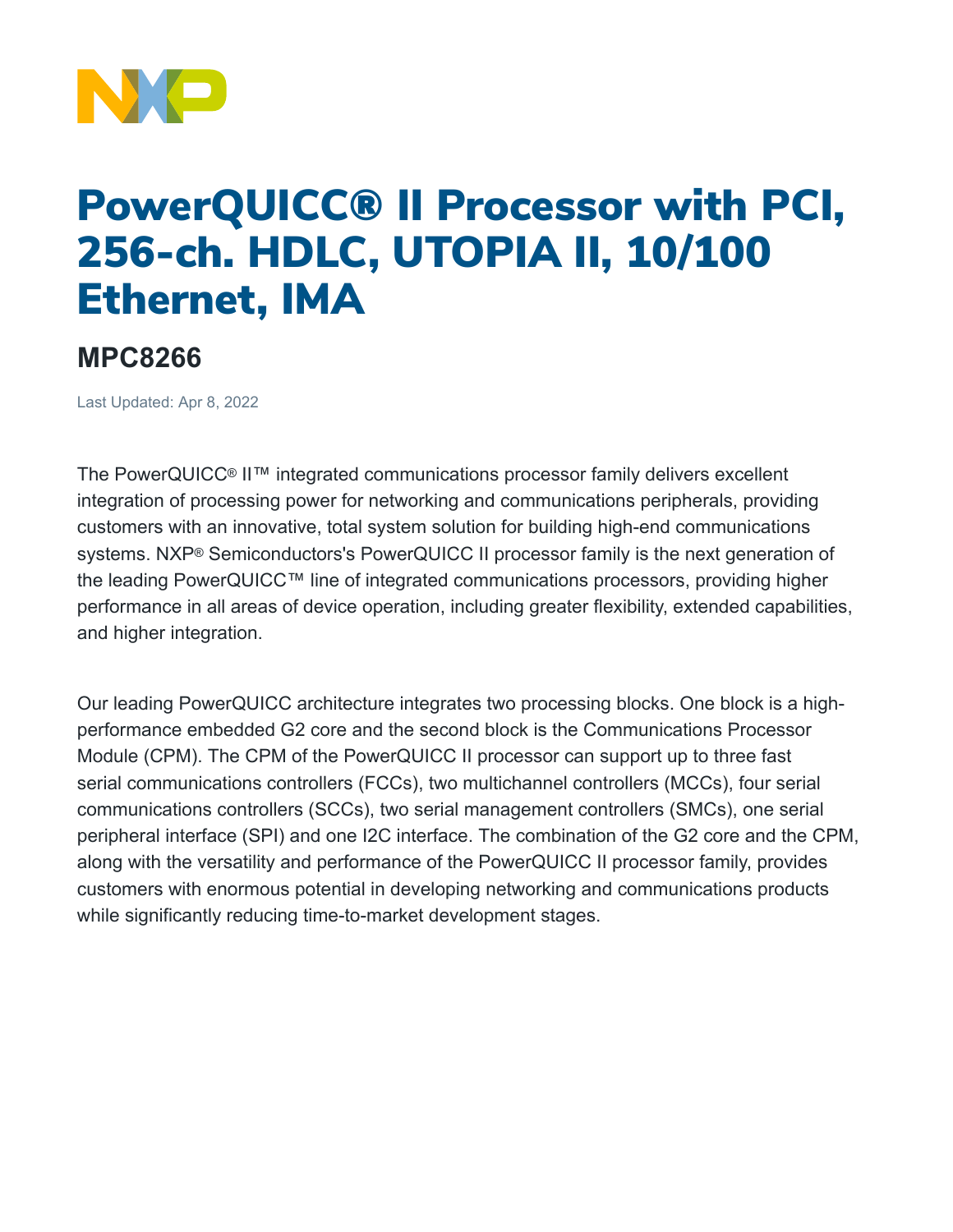# PowerQUICC® II Processor with PCI, 256-ch. HDLC, UTOPIA II, 10/100 Ethernet, IMA

## MPC8266

Last Updated: Apr 8, 2022

The PowerQUICC® II™ integrated communications processor family delivers excellent integration of processing power for networking and communications peripherals, providing customers with an innovative, total system solution for building high-end communications systems. NXP® Semiconductors's PowerQUICC II processor family is the next generation of the leading PowerQUICC™ line of integrated communications processors, providing higher performance in all areas of device operation, including greater flexibility, extended capabilities, and higher integration.

Our leading PowerQUICC architecture integrates two processing blocks. One block is a high-performance embedded G2 core and the second block is the Communications Processor Module (CPM). The CPM of the PowerQUICC II processor can support up to three fast serial communications controllers (FCCs), two multichannel controllers (MCCs), four serial communications controllers (SCCs), two serial management controllers (SMCs), one serial peripheral interface (SPI) and one I2C interface. The combination of the G2 core and the CPM, along with the versatility and performance of the PowerQUICC II processor family, provides customers with enormous potential in developing networking and communications products while significantly reducing time-to-market development stages.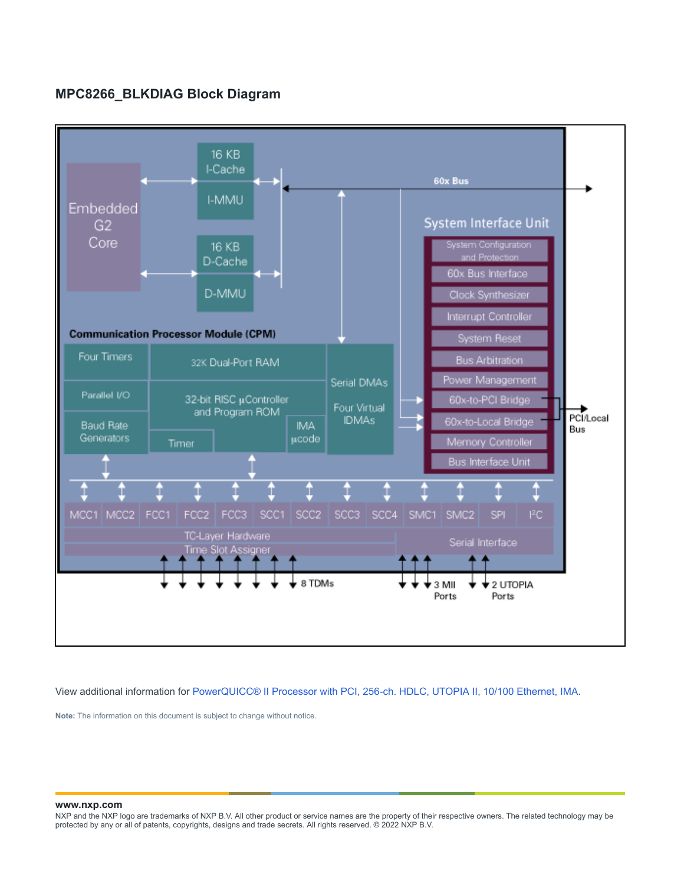## MPC8266_BLKDIAG Block Diagram

Embedded G2 Core

16 KB I-Cache

I-MMU

16 KB D-Cache

D-MMU

60x Bus

System Interface Unit

System Configuration and Protection

60x Bus Interface

Clock Synthesizer

Interrupt Controller

System Reset

Bus Arbitration

Power Management

60x-to-PCI Bridge

60x-to-Local Bridge

Memory Controller

Bus Interface Unit

PCI/Local Bus

Communication Processor Module (CPM)

Four Timers

32K Dual-Port RAM

Serial DMAs

Four Virtual IDMAs

Parallel I/O

32-bit RISC µController and Program ROM

Baud Rate Generators

Timer

IMA µcode

MCC1 MCC2 FCC1 FCC2 FCC3 SCC1 SCC2 SCC3 SCC4 SMC1 SMC2 SPI I²C

TC-Layer Hardware

Time Slot Assigner

Serial Interface

8 TDMs

3 MII Ports

2 UTOPIA Ports

View additional information for PowerQUICC® II Processor with PCI, 256-ch. HDLC, UTOPIA II, 10/100 Ethernet, IMA.

**Note:** The information on this document is subject to change without notice.

**www.nxp.com**

NXP and the NXP logo are trademarks of NXP B.V. All other product or service names are the property of their respective owners. The related technology may be protected by any or all of patents, copyrights, designs and trade secrets. All rights reserved. © 2022 NXP B.V.